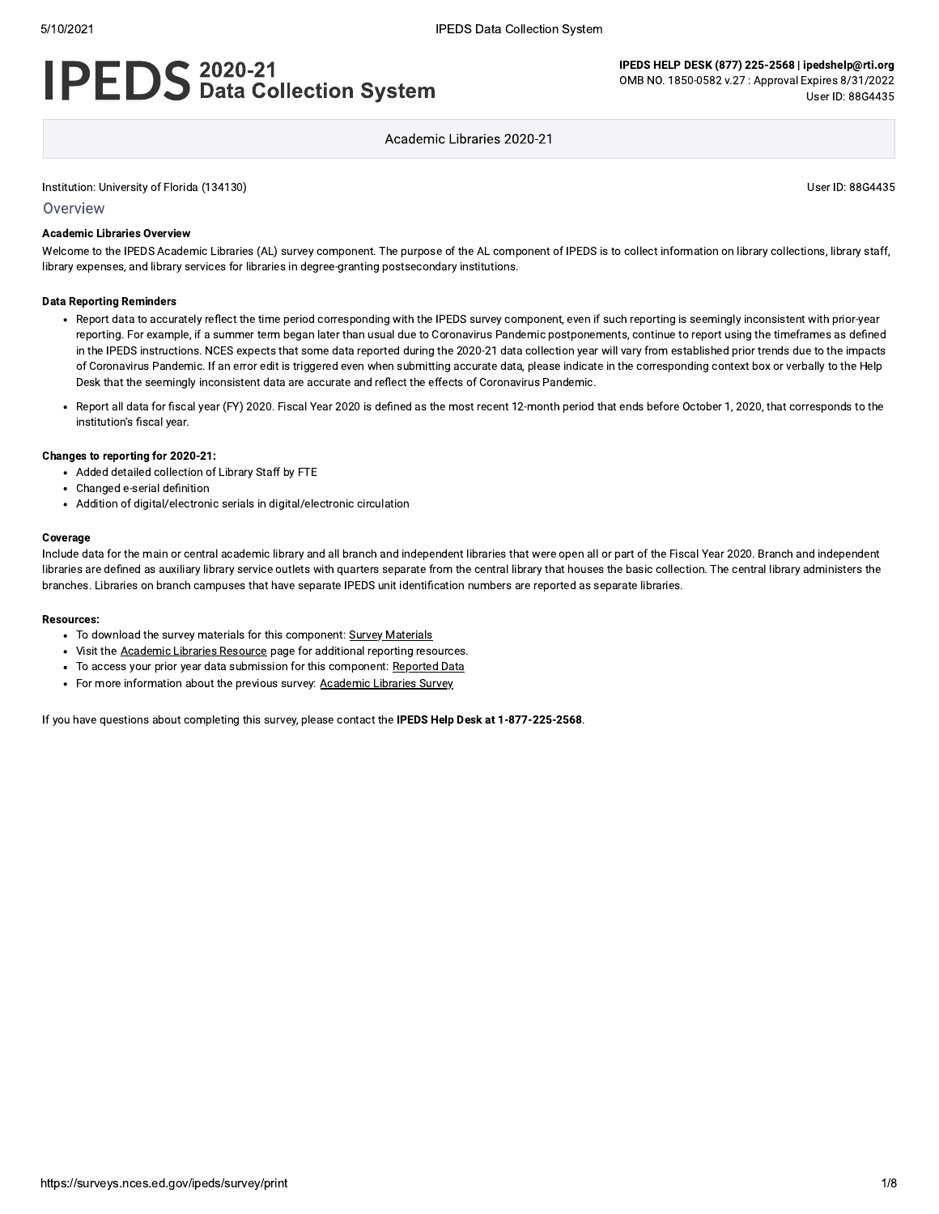# IPEDS 2020-21 Data Collection System

**IPEDS HELP DESK (877) 225-2568 | ipedshelp@rti.org**
OMB NO. 1850-0582 v.27 : Approval Expires 8/31/2022
User ID: 88G4435

Academic Libraries 2020-21

Institution: University of Florida (134130)

User ID: 88G4435

## Overview

**Academic Libraries Overview**

Welcome to the IPEDS Academic Libraries (AL) survey component. The purpose of the AL component of IPEDS is to collect information on library collections, library staff, library expenses, and library services for libraries in degree-granting postsecondary institutions.

**Data Reporting Reminders**

- Report data to accurately reflect the time period corresponding with the IPEDS survey component, even if such reporting is seemingly inconsistent with prior-year reporting. For example, if a summer term began later than usual due to Coronavirus Pandemic postponements, continue to report using the timeframes as defined in the IPEDS instructions. NCES expects that some data reported during the 2020-21 data collection year will vary from established prior trends due to the impacts of Coronavirus Pandemic. If an error edit is triggered even when submitting accurate data, please indicate in the corresponding context box or verbally to the Help Desk that the seemingly inconsistent data are accurate and reflect the effects of Coronavirus Pandemic.
- Report all data for fiscal year (FY) 2020. Fiscal Year 2020 is defined as the most recent 12-month period that ends before October 1, 2020, that corresponds to the institution's fiscal year.

**Changes to reporting for 2020-21:**

- Added detailed collection of Library Staff by FTE
- Changed e-serial definition
- Addition of digital/electronic serials in digital/electronic circulation

**Coverage**

Include data for the main or central academic library and all branch and independent libraries that were open all or part of the Fiscal Year 2020. Branch and independent libraries are defined as auxiliary library service outlets with quarters separate from the central library that houses the basic collection. The central library administers the branches. Libraries on branch campuses that have separate IPEDS unit identification numbers are reported as separate libraries.

**Resources:**

- To download the survey materials for this component: Survey Materials
- Visit the Academic Libraries Resource page for additional reporting resources.
- To access your prior year data submission for this component: Reported Data
- For more information about the previous survey: Academic Libraries Survey

If you have questions about completing this survey, please contact the **IPEDS Help Desk at 1-877-225-2568**.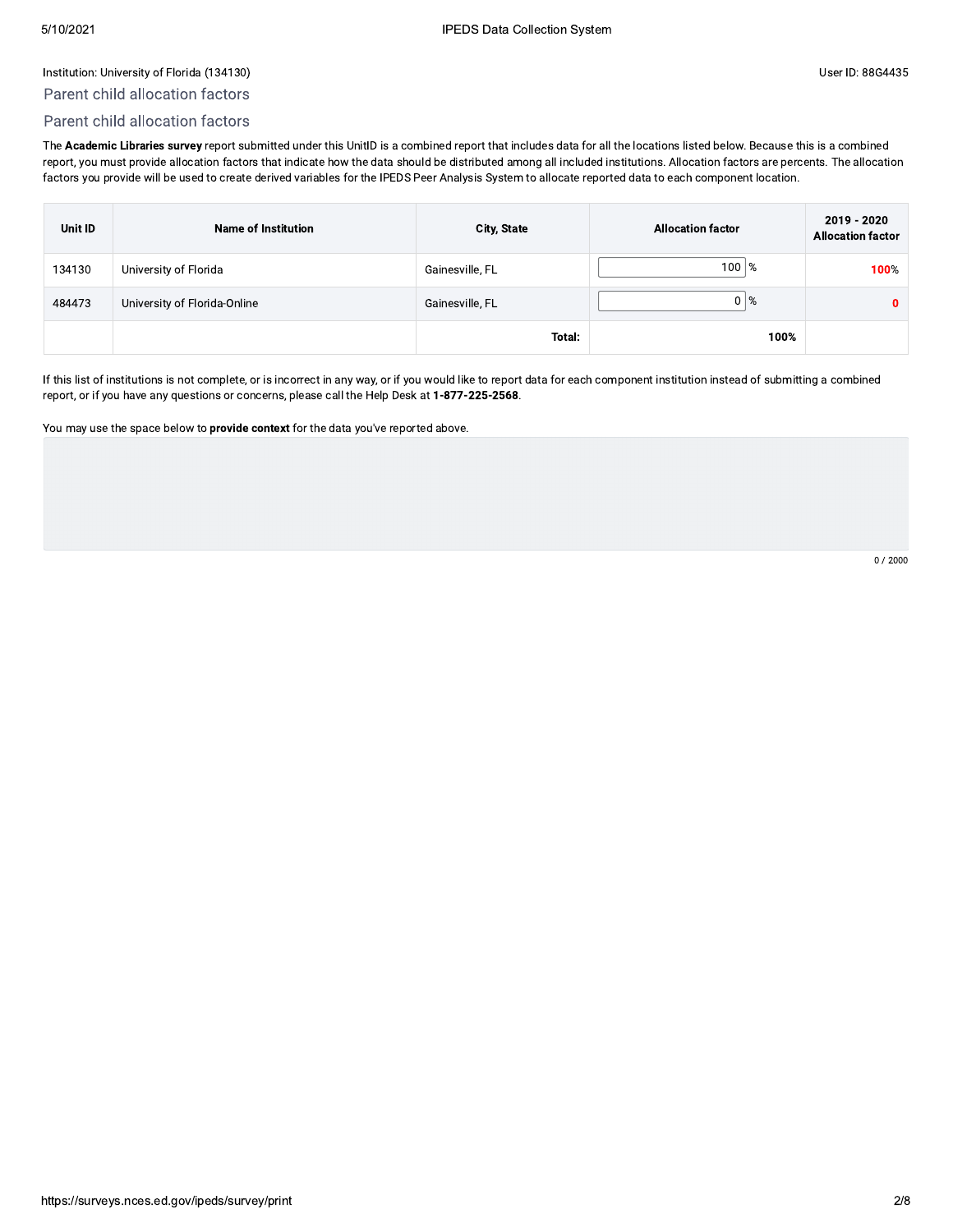Institution: University of Florida (134130)

User ID: 88G4435

## Parent child allocation factors

## Parent child allocation factors

The **Academic Libraries survey** report submitted under this UnitID is a combined report that includes data for all the locations listed below. Because this is a combined report, you must provide allocation factors that indicate how the data should be distributed among all included institutions. Allocation factors are percents. The allocation factors you provide will be used to create derived variables for the IPEDS Peer Analysis System to allocate reported data to each component location.

| Unit ID | Name of Institution | City, State | Allocation factor | 2019 - 2020 Allocation factor |
|---|---|---|---|---|
| 134130 | University of Florida | Gainesville, FL | 100 % | 100% |
| 484473 | University of Florida-Online | Gainesville, FL | 0 % | 0 |
| | | **Total:** | **100%** | |

If this list of institutions is not complete, or is incorrect in any way, or if you would like to report data for each component institution instead of submitting a combined report, or if you have any questions or concerns, please call the Help Desk at **1-877-225-2568**.

You may use the space below to **provide context** for the data you've reported above.

0 / 2000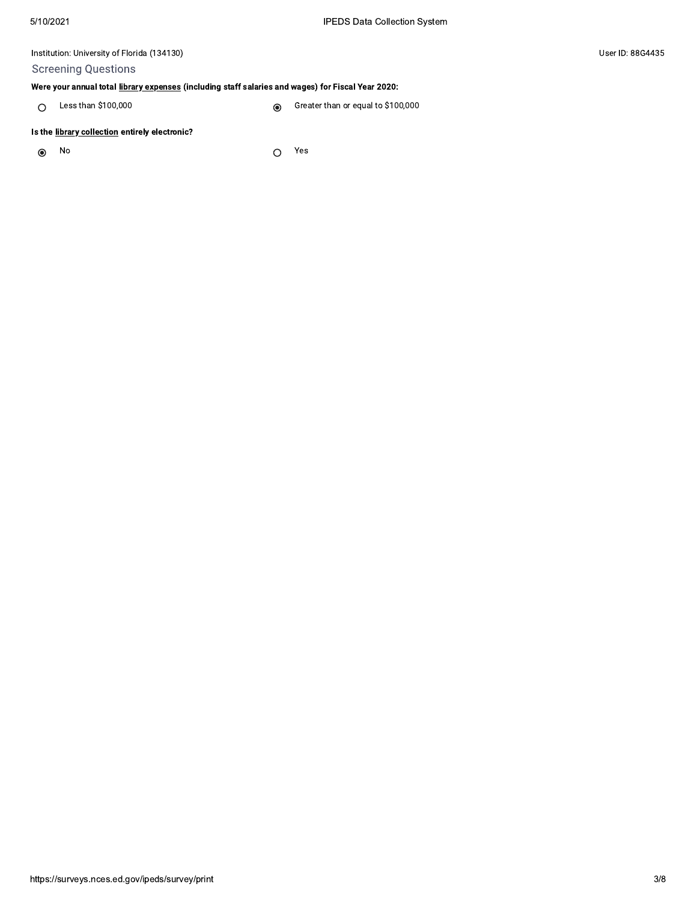Institution: University of Florida (134130)

User ID: 88G4435

## Screening Questions

**Were your annual total library expenses (including staff salaries and wages) for Fiscal Year 2020:**

- ○ Less than $100,000
- ◉ Greater than or equal to $100,000

**Is the library collection entirely electronic?**

- ◉ No
- ○ Yes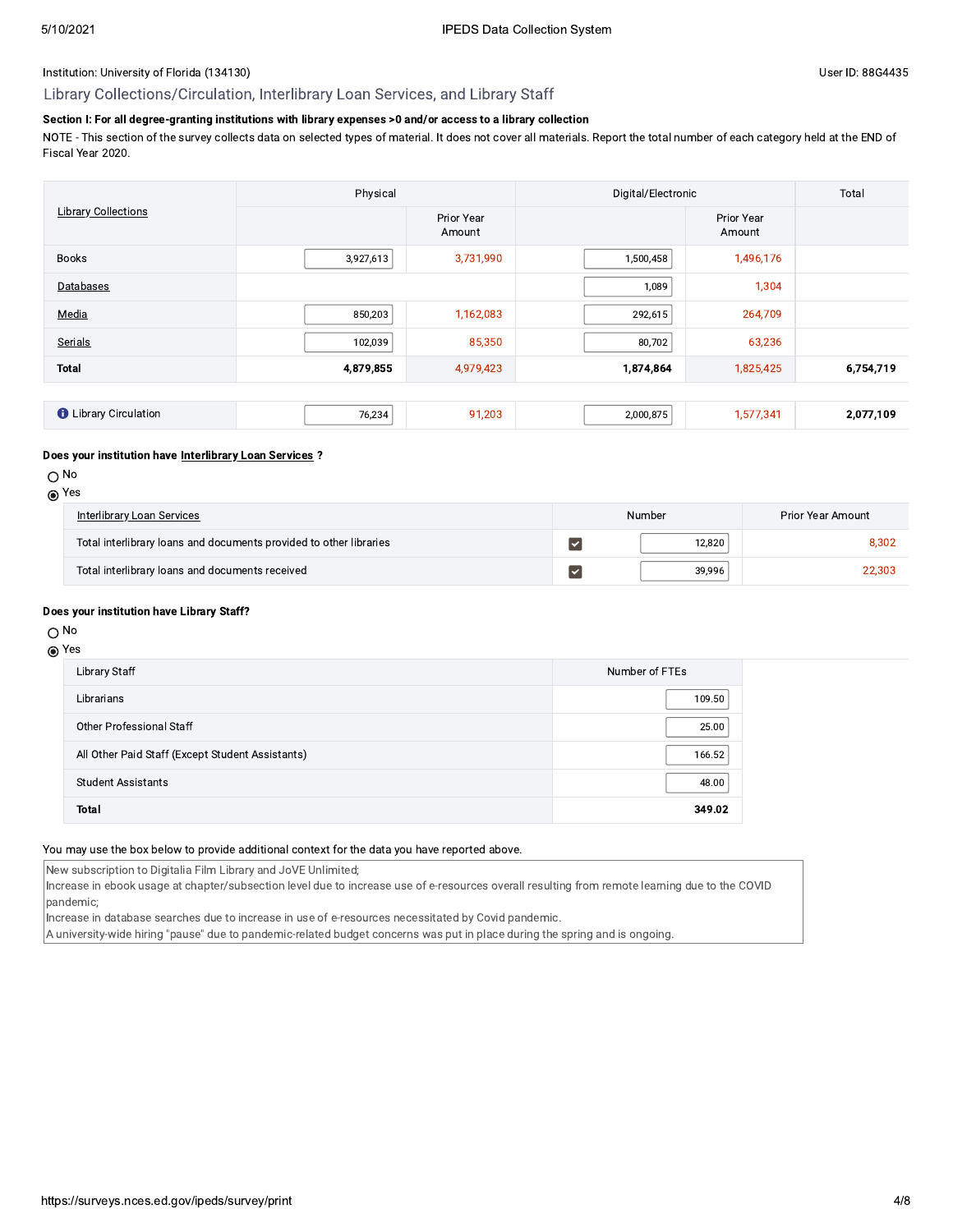Institution: University of Florida (134130)

User ID: 88G4435

## Library Collections/Circulation, Interlibrary Loan Services, and Library Staff

**Section I: For all degree-granting institutions with library expenses >0 and/or access to a library collection**

NOTE - This section of the survey collects data on selected types of material. It does not cover all materials. Report the total number of each category held at the END of Fiscal Year 2020.

| Library Collections | Physical | | Digital/Electronic | | Total |
|---|---|---|---|---|---|
| | | Prior Year Amount | | Prior Year Amount | |
| Books | 3,927,613 | 3,731,990 | 1,500,458 | 1,496,176 | |
| Databases | | | 1,089 | 1,304 | |
| Media | 850,203 | 1,162,083 | 292,615 | 264,709 | |
| Serials | 102,039 | 85,350 | 80,702 | 63,236 | |
| **Total** | **4,879,855** | 4,979,423 | **1,874,864** | 1,825,425 | **6,754,719** |

| | | | | | |
|---|---|---|---|---|---|
| Library Circulation | 76,234 | 91,203 | 2,000,875 | 1,577,341 | **2,077,109** |

**Does your institution have Interlibrary Loan Services ?**

- ○ No
- ◉ Yes

| Interlibrary Loan Services | | Number | Prior Year Amount |
|---|---|---|---|
| Total interlibrary loans and documents provided to other libraries | ☑ | 12,820 | 8,302 |
| Total interlibrary loans and documents received | ☑ | 39,996 | 22,303 |

**Does your institution have Library Staff?**

- ○ No
- ◉ Yes

| Library Staff | Number of FTEs |
|---|---|
| Librarians | 109.50 |
| Other Professional Staff | 25.00 |
| All Other Paid Staff (Except Student Assistants) | 166.52 |
| Student Assistants | 48.00 |
| **Total** | **349.02** |

You may use the box below to provide additional context for the data you have reported above.

New subscription to Digitalia Film Library and JoVE Unlimited;
Increase in ebook usage at chapter/subsection level due to increase use of e-resources overall resulting from remote learning due to the COVID pandemic;
Increase in database searches due to increase in use of e-resources necessitated by Covid pandemic.
A university-wide hiring "pause" due to pandemic-related budget concerns was put in place during the spring and is ongoing.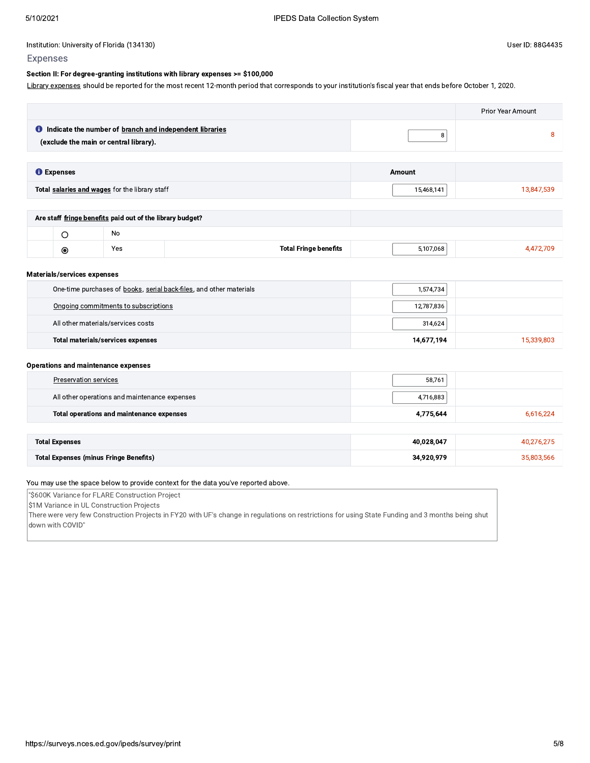Institution: University of Florida (134130)

User ID: 88G4435

## Expenses

**Section II: For degree-granting institutions with library expenses >= $100,000**

Library expenses should be reported for the most recent 12-month period that corresponds to your institution's fiscal year that ends before October 1, 2020.

| | | Prior Year Amount |
|---|---|---|
| **Indicate the number of branch and independent libraries (exclude the main or central library).** | 8 | 8 |

| **Expenses** | **Amount** | |
|---|---|---|
| **Total salaries and wages** for the library staff | 15,468,141 | 13,847,539 |

| **Are staff fringe benefits paid out of the library budget?** | | | | |
|---|---|---|---|---|
| ○ | No | | | |
| ◉ | Yes | **Total Fringe benefits** | 5,107,068 | 4,472,709 |

**Materials/services expenses**

| | | |
|---|---|---|
| One-time purchases of books, serial back-files, and other materials | 1,574,734 | |
| Ongoing commitments to subscriptions | 12,787,836 | |
| All other materials/services costs | 314,624 | |
| **Total materials/services expenses** | **14,677,194** | 15,339,803 |

**Operations and maintenance expenses**

| | | |
|---|---|---|
| Preservation services | 58,761 | |
| All other operations and maintenance expenses | 4,716,883 | |
| **Total operations and maintenance expenses** | **4,775,644** | 6,616,224 |

| | | |
|---|---|---|
| **Total Expenses** | **40,028,047** | 40,276,275 |
| **Total Expenses (minus Fringe Benefits)** | **34,920,979** | 35,803,566 |

You may use the space below to provide context for the data you've reported above.

"$600K Variance for FLARE Construction Project
$1M Variance in UL Construction Projects
There were very few Construction Projects in FY20 with UF's change in regulations on restrictions for using State Funding and 3 months being shut down with COVID"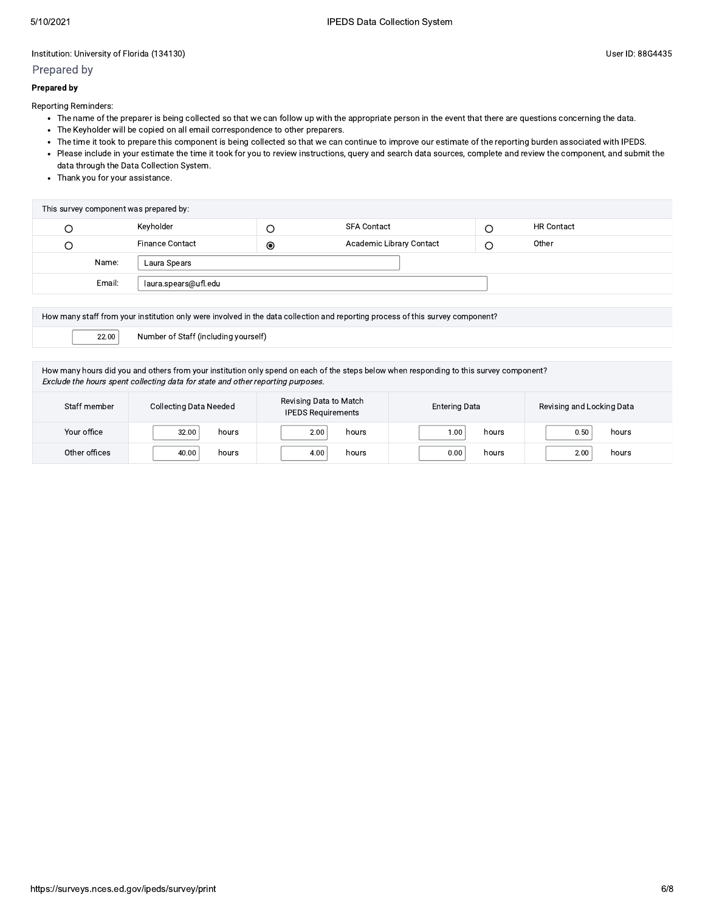Institution: University of Florida (134130)

User ID: 88G4435

## Prepared by

**Prepared by**

Reporting Reminders:

- The name of the preparer is being collected so that we can follow up with the appropriate person in the event that there are questions concerning the data.
- The Keyholder will be copied on all email correspondence to other preparers.
- The time it took to prepare this component is being collected so that we can continue to improve our estimate of the reporting burden associated with IPEDS.
- Please include in your estimate the time it took for you to review instructions, query and search data sources, complete and review the component, and submit the data through the Data Collection System.
- Thank you for your assistance.

| This survey component was prepared by: | | | | | |
|---|---|---|---|---|---|
| ○ | Keyholder | ○ | SFA Contact | ○ | HR Contact |
| ○ | Finance Contact | ◉ | Academic Library Contact | ○ | Other |
| Name: | Laura Spears | | | | |
| Email: | laura.spears@ufl.edu | | | | |

| How many staff from your institution only were involved in the data collection and reporting process of this survey component? | |
|---|---|
| 22.00 | Number of Staff (including yourself) |

How many hours did you and others from your institution only spend on each of the steps below when responding to this survey component?
*Exclude the hours spent collecting data for state and other reporting purposes.*

| Staff member | Collecting Data Needed | Revising Data to Match IPEDS Requirements | Entering Data | Revising and Locking Data |
|---|---|---|---|---|
| Your office | 32.00 hours | 2.00 hours | 1.00 hours | 0.50 hours |
| Other offices | 40.00 hours | 4.00 hours | 0.00 hours | 2.00 hours |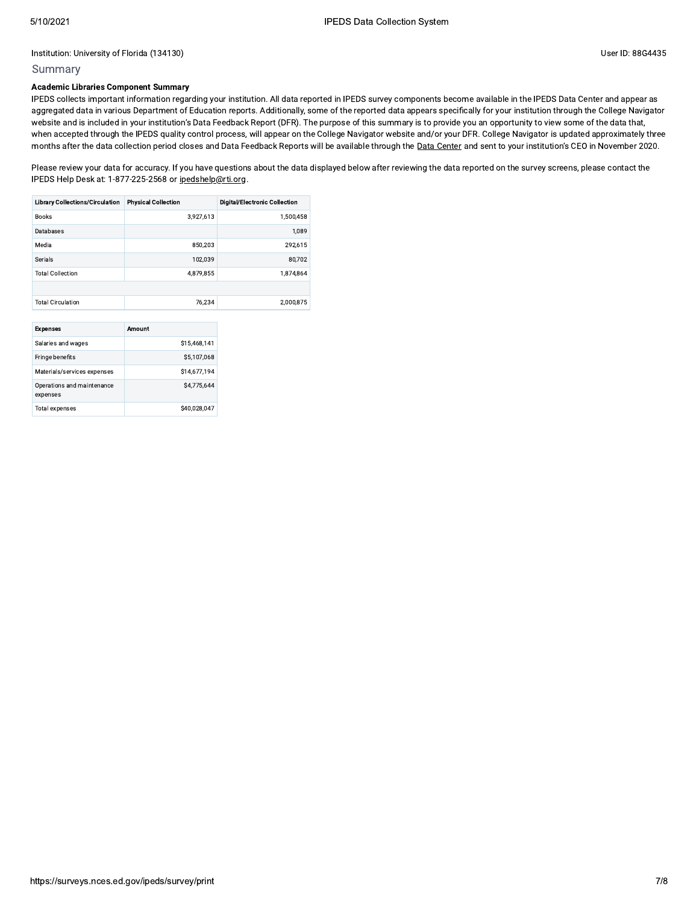Institution: University of Florida (134130)

User ID: 88G4435

## Summary

**Academic Libraries Component Summary**

IPEDS collects important information regarding your institution. All data reported in IPEDS survey components become available in the IPEDS Data Center and appear as aggregated data in various Department of Education reports. Additionally, some of the reported data appears specifically for your institution through the College Navigator website and is included in your institution's Data Feedback Report (DFR). The purpose of this summary is to provide you an opportunity to view some of the data that, when accepted through the IPEDS quality control process, will appear on the College Navigator website and/or your DFR. College Navigator is updated approximately three months after the data collection period closes and Data Feedback Reports will be available through the Data Center and sent to your institution's CEO in November 2020.

Please review your data for accuracy. If you have questions about the data displayed below after reviewing the data reported on the survey screens, please contact the IPEDS Help Desk at: 1-877-225-2568 or ipedshelp@rti.org.

| Library Collections/Circulation | Physical Collection | Digital/Electronic Collection |
| --- | --- | --- |
| Books | 3,927,613 | 1,500,458 |
| Databases | | 1,089 |
| Media | 850,203 | 292,615 |
| Serials | 102,039 | 80,702 |
| Total Collection | 4,879,855 | 1,874,864 |
| | | |
| Total Circulation | 76,234 | 2,000,875 |

| Expenses | Amount |
| --- | --- |
| Salaries and wages | $15,468,141 |
| Fringe benefits | $5,107,068 |
| Materials/services expenses | $14,677,194 |
| Operations and maintenance expenses | $4,775,644 |
| Total expenses | $40,028,047 |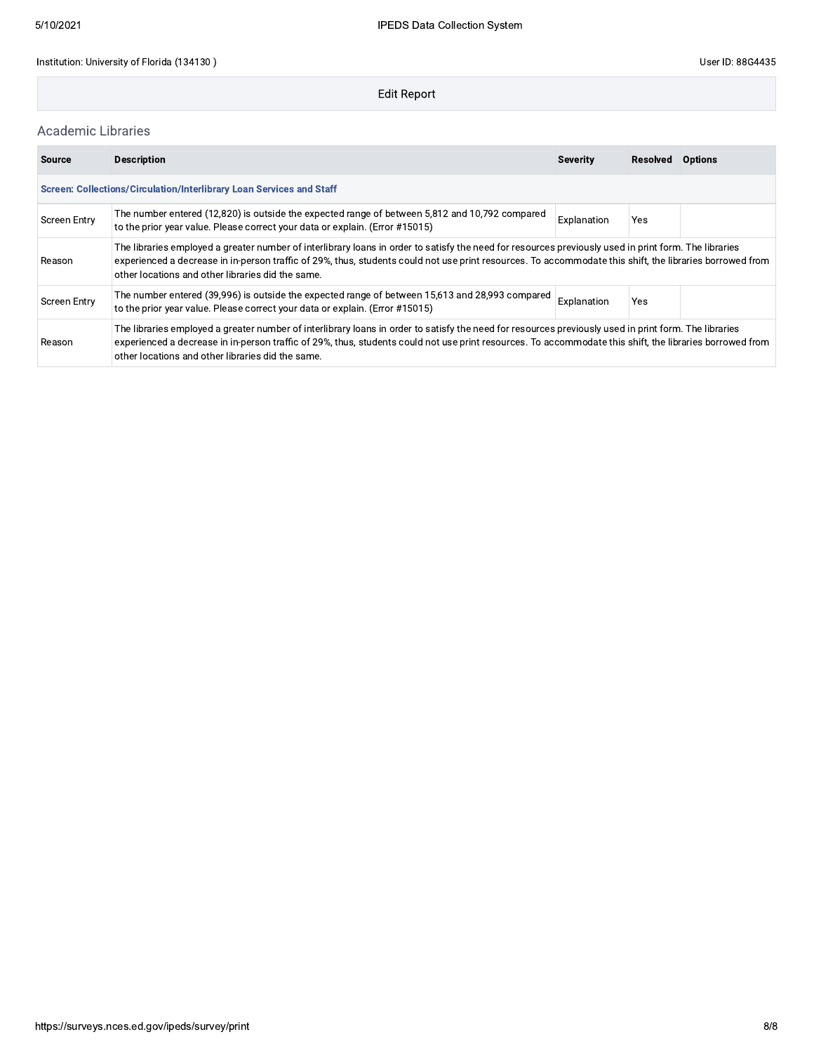Institution: University of Florida (134130 )

User ID: 88G4435

Edit Report

## Academic Libraries

| Source | Description | Severity | Resolved | Options |
|---|---|---|---|---|
| **Screen: Collections/Circulation/Interlibrary Loan Services and Staff** | | | | |
| Screen Entry | The number entered (12,820) is outside the expected range of between 5,812 and 10,792 compared to the prior year value. Please correct your data or explain. (Error #15015) | Explanation | Yes | |
| Reason | The libraries employed a greater number of interlibrary loans in order to satisfy the need for resources previously used in print form. The libraries experienced a decrease in in-person traffic of 29%, thus, students could not use print resources. To accommodate this shift, the libraries borrowed from other locations and other libraries did the same. | | | |
| Screen Entry | The number entered (39,996) is outside the expected range of between 15,613 and 28,993 compared to the prior year value. Please correct your data or explain. (Error #15015) | Explanation | Yes | |
| Reason | The libraries employed a greater number of interlibrary loans in order to satisfy the need for resources previously used in print form. The libraries experienced a decrease in in-person traffic of 29%, thus, students could not use print resources. To accommodate this shift, the libraries borrowed from other locations and other libraries did the same. | | | |